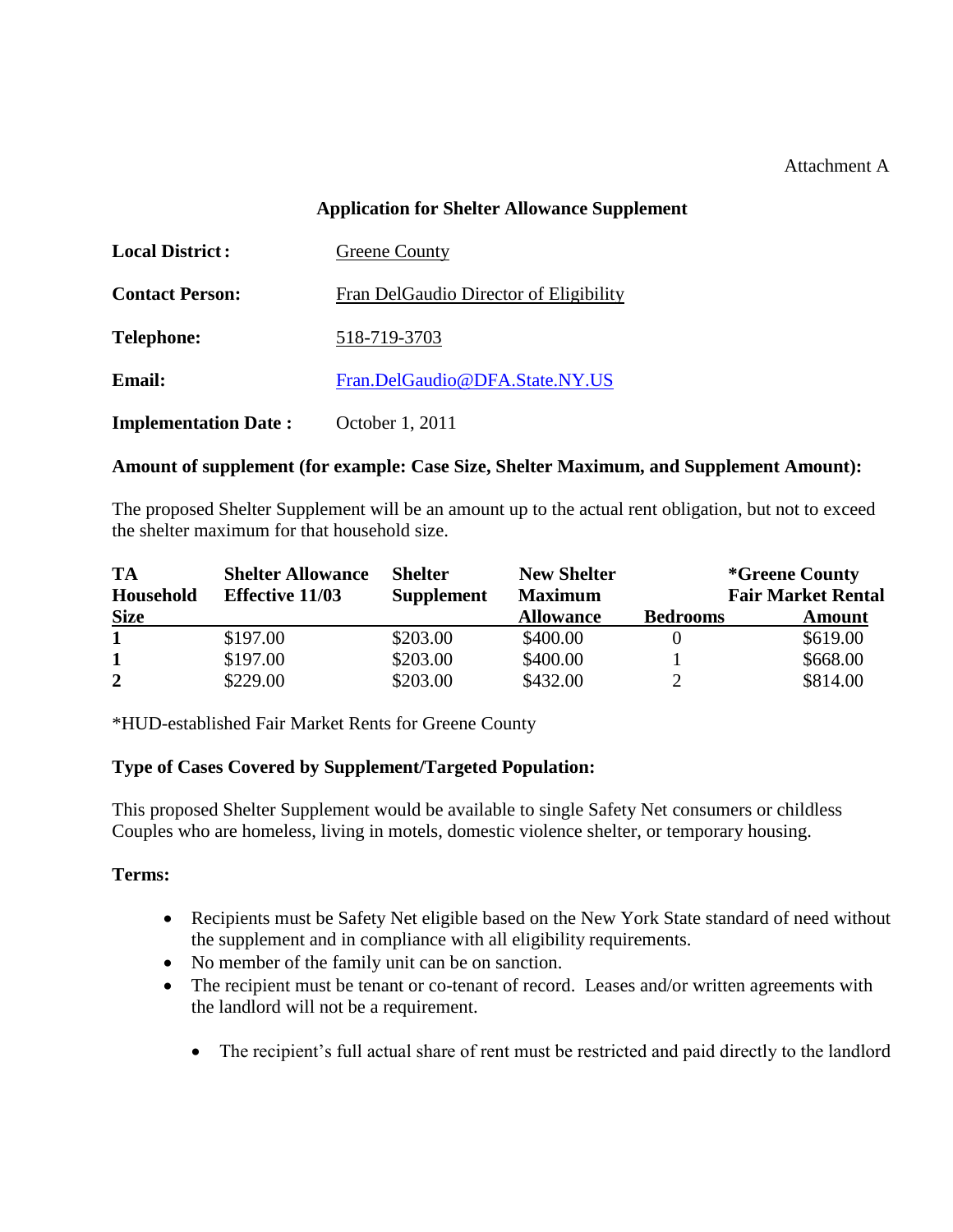Attachment A

## Application for Shelter Allowance Supplement

**Local District:** Greene County

**Contact Person:** Fran DelGaudio Director of Eligibility

**Telephone:** 518-719-3703

**Email:** Fran.DelGaudio@DFA.State.NY.US

**Implementation Date:** October 1, 2011

**Amount of supplement (for example: Case Size, Shelter Maximum, and Supplement Amount):**

The proposed Shelter Supplement will be an amount up to the actual rent obligation, but not to exceed the shelter maximum for that household size.

| TA Household Size | Shelter Allowance Effective 11/03 | Shelter Supplement | New Shelter Maximum Allowance | Bedrooms | *Greene County Fair Market Rental Amount |
|---|---|---|---|---|---|
| **1** | $197.00 | $203.00 | $400.00 | 0 | $619.00 |
| **1** | $197.00 | $203.00 | $400.00 | 1 | $668.00 |
| **2** | $229.00 | $203.00 | $432.00 | 2 | $814.00 |

*HUD-established Fair Market Rents for Greene County

**Type of Cases Covered by Supplement/Targeted Population:**

This proposed Shelter Supplement would be available to single Safety Net consumers or childless Couples who are homeless, living in motels, domestic violence shelter, or temporary housing.

**Terms:**

- Recipients must be Safety Net eligible based on the New York State standard of need without the supplement and in compliance with all eligibility requirements.
- No member of the family unit can be on sanction.
- The recipient must be tenant or co-tenant of record. Leases and/or written agreements with the landlord will not be a requirement.
  - The recipient's full actual share of rent must be restricted and paid directly to the landlord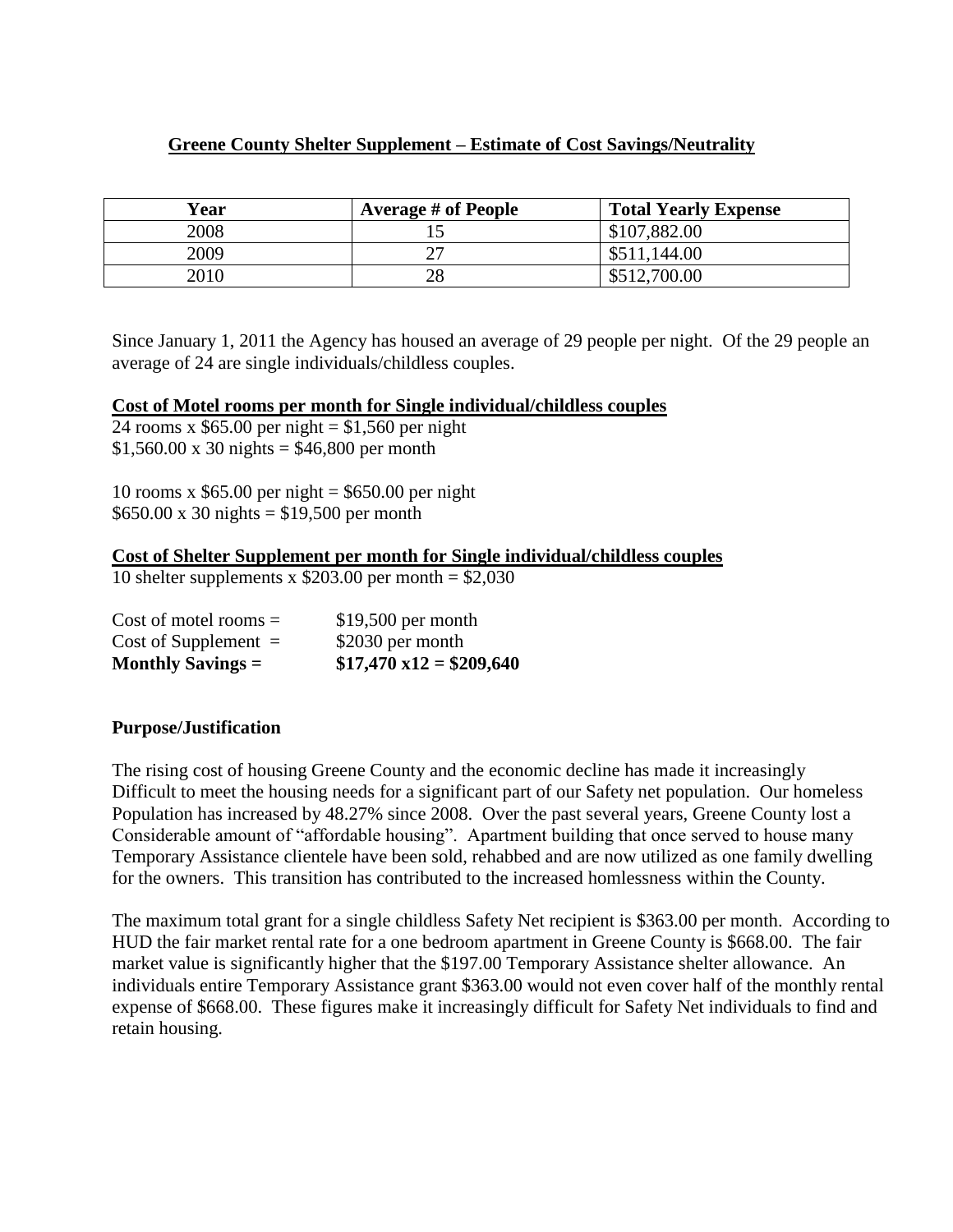## **Greene County Shelter Supplement – Estimate of Cost Savings/Neutrality**

| Year | Average # of People | Total Yearly Expense |
|---|---|---|
| 2008 | 15 | \$107,882.00 |
| 2009 | 27 | \$511,144.00 |
| 2010 | 28 | \$512,700.00 |

Since January 1, 2011 the Agency has housed an average of 29 people per night. Of the 29 people an average of 24 are single individuals/childless couples.

**Cost of Motel rooms per month for Single individual/childless couples**

24 rooms x \$65.00 per night = \$1,560 per night
\$1,560.00 x 30 nights = \$46,800 per month

10 rooms x \$65.00 per night = \$650.00 per night
\$650.00 x 30 nights = \$19,500 per month

**Cost of Shelter Supplement per month for Single individual/childless couples**

10 shelter supplements x \$203.00 per month = \$2,030

Cost of motel rooms = \$19,500 per month
Cost of Supplement = \$2030 per month
**Monthly Savings = \$17,470 x12 = \$209,640**

### **Purpose/Justification**

The rising cost of housing Greene County and the economic decline has made it increasingly Difficult to meet the housing needs for a significant part of our Safety net population. Our homeless Population has increased by 48.27% since 2008. Over the past several years, Greene County lost a Considerable amount of "affordable housing". Apartment building that once served to house many Temporary Assistance clientele have been sold, rehabbed and are now utilized as one family dwelling for the owners. This transition has contributed to the increased homlessness within the County.

The maximum total grant for a single childless Safety Net recipient is \$363.00 per month. According to HUD the fair market rental rate for a one bedroom apartment in Greene County is \$668.00. The fair market value is significantly higher that the \$197.00 Temporary Assistance shelter allowance. An individuals entire Temporary Assistance grant \$363.00 would not even cover half of the monthly rental expense of \$668.00. These figures make it increasingly difficult for Safety Net individuals to find and retain housing.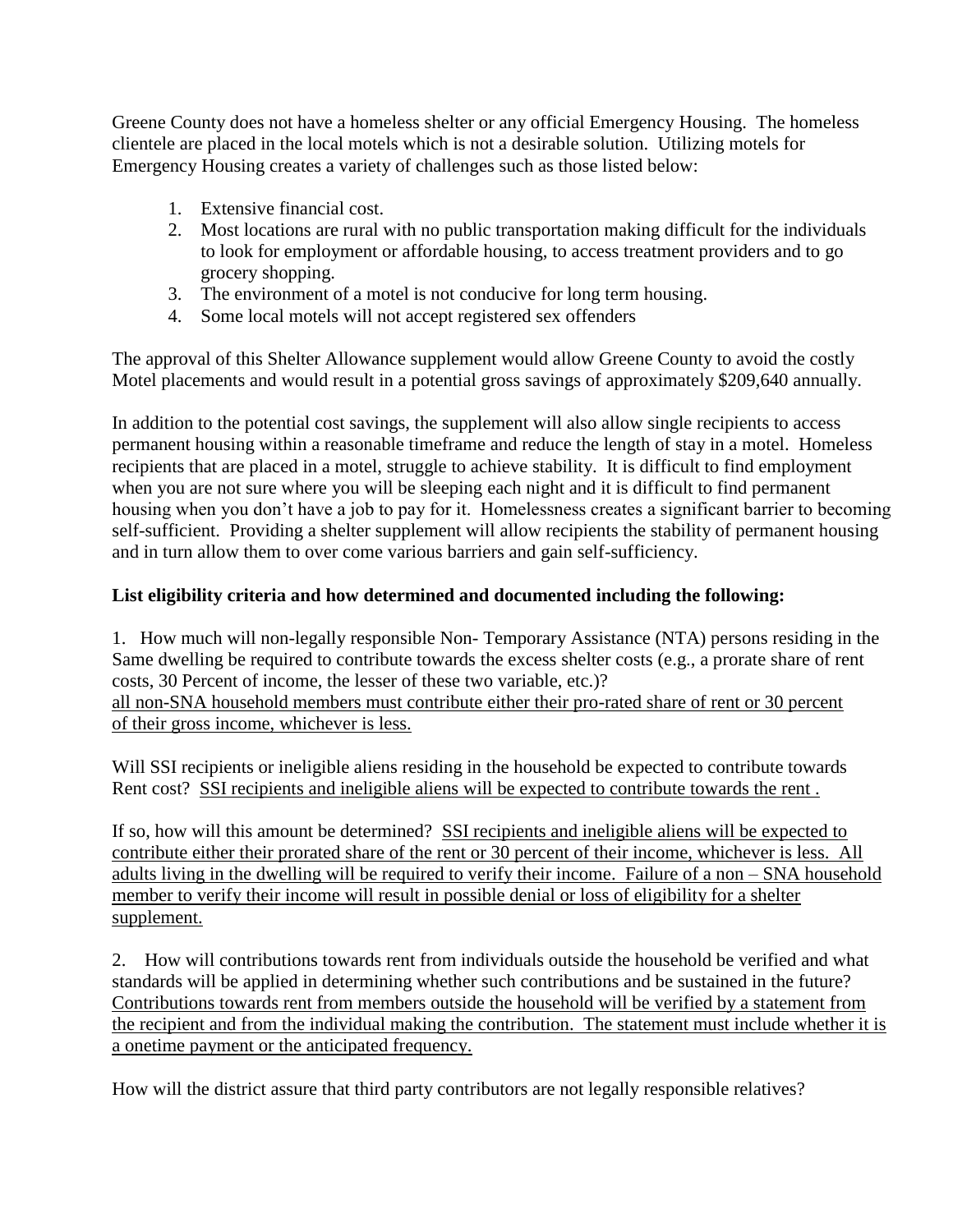Greene County does not have a homeless shelter or any official Emergency Housing. The homeless clientele are placed in the local motels which is not a desirable solution. Utilizing motels for Emergency Housing creates a variety of challenges such as those listed below:

1. Extensive financial cost.
2. Most locations are rural with no public transportation making difficult for the individuals to look for employment or affordable housing, to access treatment providers and to go grocery shopping.
3. The environment of a motel is not conducive for long term housing.
4. Some local motels will not accept registered sex offenders

The approval of this Shelter Allowance supplement would allow Greene County to avoid the costly Motel placements and would result in a potential gross savings of approximately $209,640 annually.

In addition to the potential cost savings, the supplement will also allow single recipients to access permanent housing within a reasonable timeframe and reduce the length of stay in a motel. Homeless recipients that are placed in a motel, struggle to achieve stability. It is difficult to find employment when you are not sure where you will be sleeping each night and it is difficult to find permanent housing when you don't have a job to pay for it. Homelessness creates a significant barrier to becoming self-sufficient. Providing a shelter supplement will allow recipients the stability of permanent housing and in turn allow them to over come various barriers and gain self-sufficiency.

**List eligibility criteria and how determined and documented including the following:**

1. How much will non-legally responsible Non- Temporary Assistance (NTA) persons residing in the Same dwelling be required to contribute towards the excess shelter costs (e.g., a prorate share of rent costs, 30 Percent of income, the lesser of these two variable, etc.)?
<u>all non-SNA household members must contribute either their pro-rated share of rent or 30 percent of their gross income, whichever is less.</u>

Will SSI recipients or ineligible aliens residing in the household be expected to contribute towards Rent cost? <u>SSI recipients and ineligible aliens will be expected to contribute towards the rent .</u>

If so, how will this amount be determined? <u>SSI recipients and ineligible aliens will be expected to contribute either their prorated share of the rent or 30 percent of their income, whichever is less. All adults living in the dwelling will be required to verify their income. Failure of a non – SNA household member to verify their income will result in possible denial or loss of eligibility for a shelter supplement.</u>

2. How will contributions towards rent from individuals outside the household be verified and what standards will be applied in determining whether such contributions and be sustained in the future? <u>Contributions towards rent from members outside the household will be verified by a statement from the recipient and from the individual making the contribution. The statement must include whether it is a onetime payment or the anticipated frequency.</u>

How will the district assure that third party contributors are not legally responsible relatives?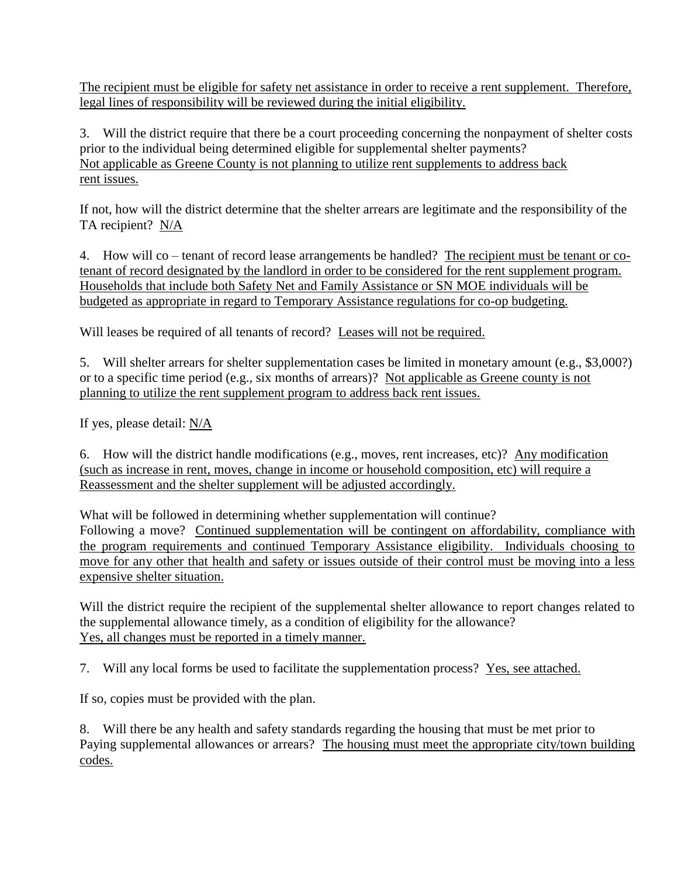The recipient must be eligible for safety net assistance in order to receive a rent supplement. Therefore, legal lines of responsibility will be reviewed during the initial eligibility.

3. Will the district require that there be a court proceeding concerning the nonpayment of shelter costs prior to the individual being determined eligible for supplemental shelter payments? Not applicable as Greene County is not planning to utilize rent supplements to address back rent issues.

If not, how will the district determine that the shelter arrears are legitimate and the responsibility of the TA recipient? N/A

4. How will co – tenant of record lease arrangements be handled? The recipient must be tenant or co-tenant of record designated by the landlord in order to be considered for the rent supplement program. Households that include both Safety Net and Family Assistance or SN MOE individuals will be budgeted as appropriate in regard to Temporary Assistance regulations for co-op budgeting.

Will leases be required of all tenants of record? Leases will not be required.

5. Will shelter arrears for shelter supplementation cases be limited in monetary amount (e.g., $3,000?) or to a specific time period (e.g., six months of arrears)? Not applicable as Greene county is not planning to utilize the rent supplement program to address back rent issues.

If yes, please detail: N/A

6. How will the district handle modifications (e.g., moves, rent increases, etc)? Any modification (such as increase in rent, moves, change in income or household composition, etc) will require a Reassessment and the shelter supplement will be adjusted accordingly.

What will be followed in determining whether supplementation will continue?
Following a move? Continued supplementation will be contingent on affordability, compliance with the program requirements and continued Temporary Assistance eligibility. Individuals choosing to move for any other that health and safety or issues outside of their control must be moving into a less expensive shelter situation.

Will the district require the recipient of the supplemental shelter allowance to report changes related to the supplemental allowance timely, as a condition of eligibility for the allowance?
Yes, all changes must be reported in a timely manner.

7. Will any local forms be used to facilitate the supplementation process? Yes, see attached.

If so, copies must be provided with the plan.

8. Will there be any health and safety standards regarding the housing that must be met prior to Paying supplemental allowances or arrears? The housing must meet the appropriate city/town building codes.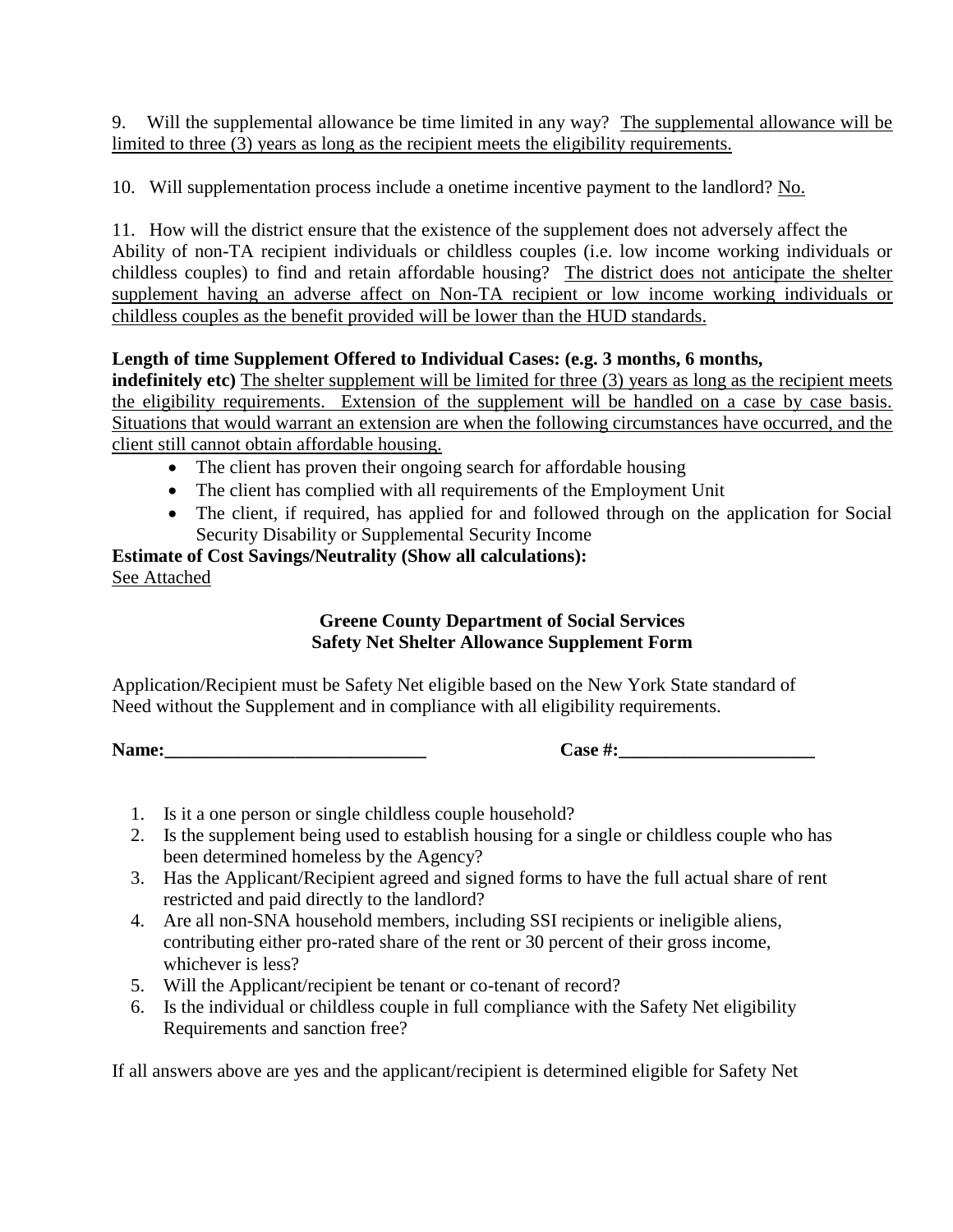9. Will the supplemental allowance be time limited in any way? The supplemental allowance will be limited to three (3) years as long as the recipient meets the eligibility requirements.

10. Will supplementation process include a onetime incentive payment to the landlord? No.

11. How will the district ensure that the existence of the supplement does not adversely affect the Ability of non-TA recipient individuals or childless couples (i.e. low income working individuals or childless couples) to find and retain affordable housing? The district does not anticipate the shelter supplement having an adverse affect on Non-TA recipient or low income working individuals or childless couples as the benefit provided will be lower than the HUD standards.

**Length of time Supplement Offered to Individual Cases: (e.g. 3 months, 6 months, indefinitely etc)** The shelter supplement will be limited for three (3) years as long as the recipient meets the eligibility requirements. Extension of the supplement will be handled on a case by case basis. Situations that would warrant an extension are when the following circumstances have occurred, and the client still cannot obtain affordable housing.

- The client has proven their ongoing search for affordable housing
- The client has complied with all requirements of the Employment Unit
- The client, if required, has applied for and followed through on the application for Social Security Disability or Supplemental Security Income

**Estimate of Cost Savings/Neutrality (Show all calculations):**
See Attached

**Greene County Department of Social Services**
**Safety Net Shelter Allowance Supplement Form**

Application/Recipient must be Safety Net eligible based on the New York State standard of Need without the Supplement and in compliance with all eligibility requirements.

**Name:____________________________** **Case #:_____________________**

1. Is it a one person or single childless couple household?
2. Is the supplement being used to establish housing for a single or childless couple who has been determined homeless by the Agency?
3. Has the Applicant/Recipient agreed and signed forms to have the full actual share of rent restricted and paid directly to the landlord?
4. Are all non-SNA household members, including SSI recipients or ineligible aliens, contributing either pro-rated share of the rent or 30 percent of their gross income, whichever is less?
5. Will the Applicant/recipient be tenant or co-tenant of record?
6. Is the individual or childless couple in full compliance with the Safety Net eligibility Requirements and sanction free?

If all answers above are yes and the applicant/recipient is determined eligible for Safety Net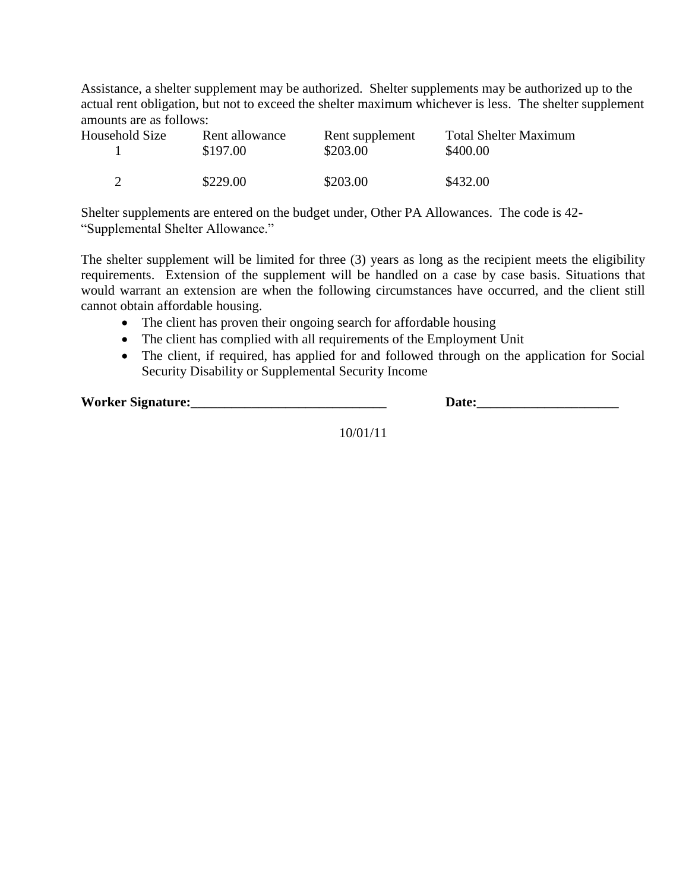Assistance, a shelter supplement may be authorized. Shelter supplements may be authorized up to the actual rent obligation, but not to exceed the shelter maximum whichever is less. The shelter supplement amounts are as follows:

| Household Size | Rent allowance | Rent supplement | Total Shelter Maximum |
| --- | --- | --- | --- |
| 1 | $197.00 | $203.00 | $400.00 |
| 2 | $229.00 | $203.00 | $432.00 |

Shelter supplements are entered on the budget under, Other PA Allowances. The code is 42- "Supplemental Shelter Allowance."

The shelter supplement will be limited for three (3) years as long as the recipient meets the eligibility requirements. Extension of the supplement will be handled on a case by case basis. Situations that would warrant an extension are when the following circumstances have occurred, and the client still cannot obtain affordable housing.

- The client has proven their ongoing search for affordable housing
- The client has complied with all requirements of the Employment Unit
- The client, if required, has applied for and followed through on the application for Social Security Disability or Supplemental Security Income

**Worker Signature:_____________________________** **Date:_____________________**

10/01/11